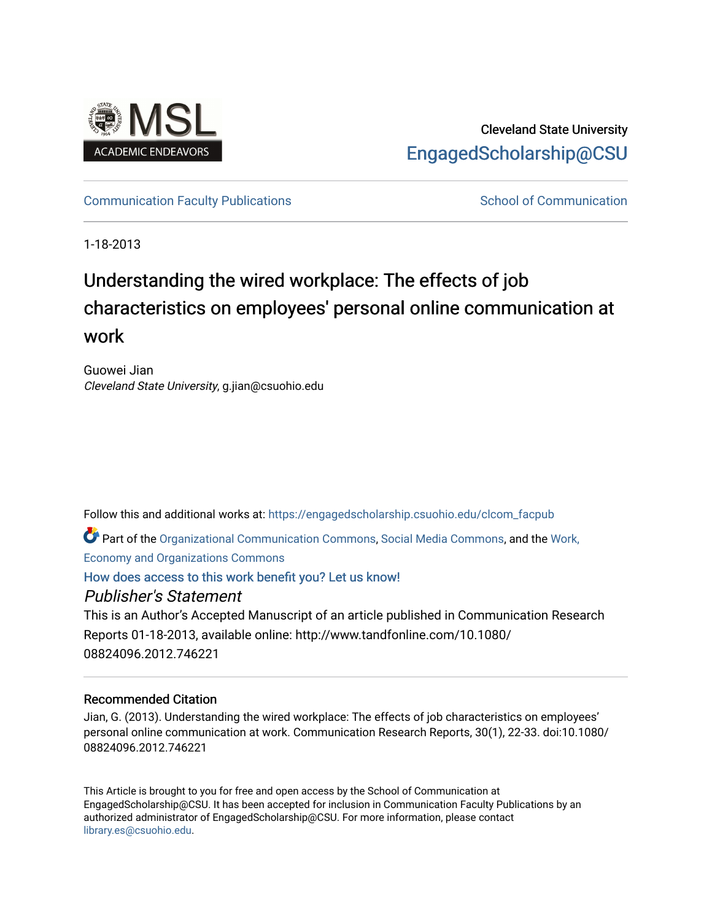MSL ACADEMIC ENDEAVORS

Cleveland State University
EngagedScholarship@CSU

Communication Faculty Publications | School of Communication

1-18-2013

# Understanding the wired workplace: The effects of job characteristics on employees' personal online communication at work

Guowei Jian
*Cleveland State University*, g.jian@csuohio.edu

Follow this and additional works at: https://engagedscholarship.csuohio.edu/clcom_facpub

Part of the Organizational Communication Commons, Social Media Commons, and the Work, Economy and Organizations Commons

How does access to this work benefit you? Let us know!

## *Publisher's Statement*

This is an Author's Accepted Manuscript of an article published in Communication Research Reports 01-18-2013, available online: http://www.tandfonline.com/10.1080/08824096.2012.746221

### Recommended Citation

Jian, G. (2013). Understanding the wired workplace: The effects of job characteristics on employees' personal online communication at work. Communication Research Reports, 30(1), 22-33. doi:10.1080/08824096.2012.746221

This Article is brought to you for free and open access by the School of Communication at EngagedScholarship@CSU. It has been accepted for inclusion in Communication Faculty Publications by an authorized administrator of EngagedScholarship@CSU. For more information, please contact library.es@csuohio.edu.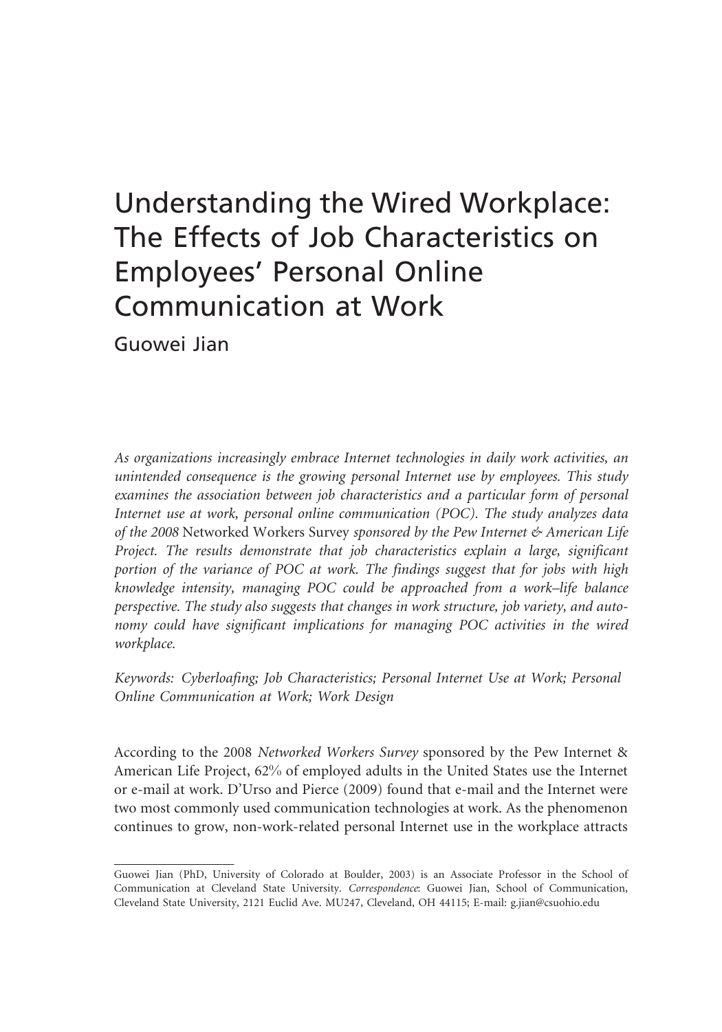# Understanding the Wired Workplace: The Effects of Job Characteristics on Employees' Personal Online Communication at Work

Guowei Jian

*As organizations increasingly embrace Internet technologies in daily work activities, an unintended consequence is the growing personal Internet use by employees. This study examines the association between job characteristics and a particular form of personal Internet use at work, personal online communication (POC). The study analyzes data of the 2008* Networked Workers Survey *sponsored by the Pew Internet & American Life Project. The results demonstrate that job characteristics explain a large, significant portion of the variance of POC at work. The findings suggest that for jobs with high knowledge intensity, managing POC could be approached from a work–life balance perspective. The study also suggests that changes in work structure, job variety, and autonomy could have significant implications for managing POC activities in the wired workplace.*

*Keywords: Cyberloafing; Job Characteristics; Personal Internet Use at Work; Personal Online Communication at Work; Work Design*

According to the 2008 *Networked Workers Survey* sponsored by the Pew Internet & American Life Project, 62% of employed adults in the United States use the Internet or e-mail at work. D'Urso and Pierce (2009) found that e-mail and the Internet were two most commonly used communication technologies at work. As the phenomenon continues to grow, non-work-related personal Internet use in the workplace attracts

---

Guowei Jian (PhD, University of Colorado at Boulder, 2003) is an Associate Professor in the School of Communication at Cleveland State University. *Correspondence*: Guowei Jian, School of Communication, Cleveland State University, 2121 Euclid Ave. MU247, Cleveland, OH 44115; E-mail: g.jian@csuohio.edu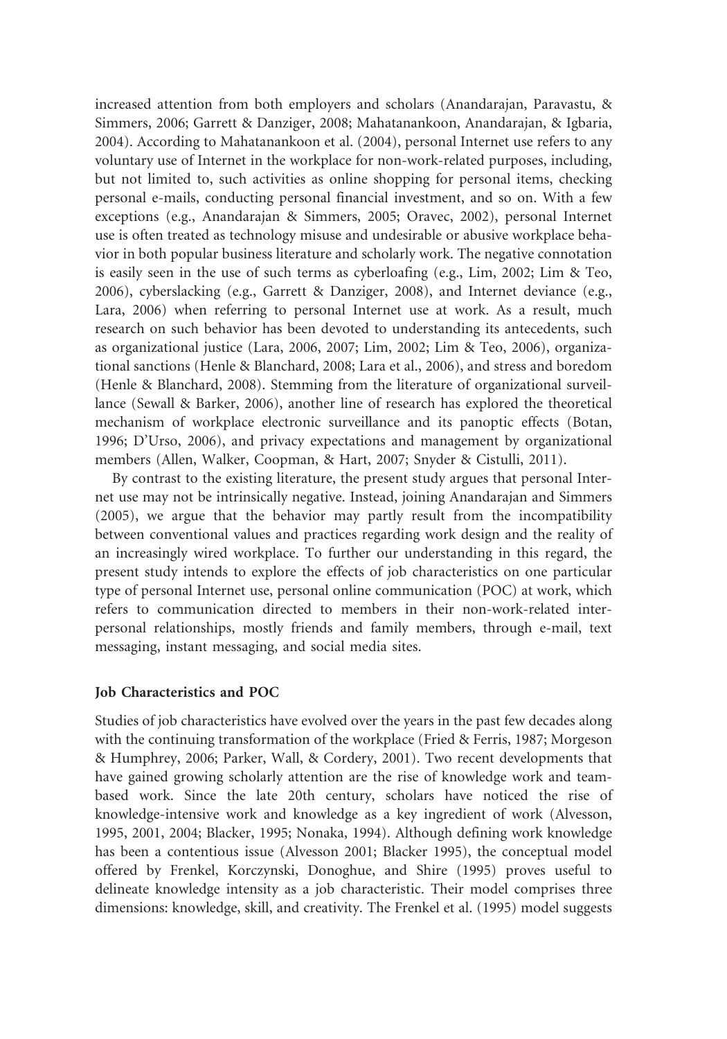increased attention from both employers and scholars (Anandarajan, Paravastu, & Simmers, 2006; Garrett & Danziger, 2008; Mahatanankoon, Anandarajan, & Igbaria, 2004). According to Mahatanankoon et al. (2004), personal Internet use refers to any voluntary use of Internet in the workplace for non-work-related purposes, including, but not limited to, such activities as online shopping for personal items, checking personal e-mails, conducting personal financial investment, and so on. With a few exceptions (e.g., Anandarajan & Simmers, 2005; Oravec, 2002), personal Internet use is often treated as technology misuse and undesirable or abusive workplace behavior in both popular business literature and scholarly work. The negative connotation is easily seen in the use of such terms as cyberloafing (e.g., Lim, 2002; Lim & Teo, 2006), cyberslacking (e.g., Garrett & Danziger, 2008), and Internet deviance (e.g., Lara, 2006) when referring to personal Internet use at work. As a result, much research on such behavior has been devoted to understanding its antecedents, such as organizational justice (Lara, 2006, 2007; Lim, 2002; Lim & Teo, 2006), organizational sanctions (Henle & Blanchard, 2008; Lara et al., 2006), and stress and boredom (Henle & Blanchard, 2008). Stemming from the literature of organizational surveillance (Sewall & Barker, 2006), another line of research has explored the theoretical mechanism of workplace electronic surveillance and its panoptic effects (Botan, 1996; D'Urso, 2006), and privacy expectations and management by organizational members (Allen, Walker, Coopman, & Hart, 2007; Snyder & Cistulli, 2011).

By contrast to the existing literature, the present study argues that personal Internet use may not be intrinsically negative. Instead, joining Anandarajan and Simmers (2005), we argue that the behavior may partly result from the incompatibility between conventional values and practices regarding work design and the reality of an increasingly wired workplace. To further our understanding in this regard, the present study intends to explore the effects of job characteristics on one particular type of personal Internet use, personal online communication (POC) at work, which refers to communication directed to members in their non-work-related interpersonal relationships, mostly friends and family members, through e-mail, text messaging, instant messaging, and social media sites.

### Job Characteristics and POC

Studies of job characteristics have evolved over the years in the past few decades along with the continuing transformation of the workplace (Fried & Ferris, 1987; Morgeson & Humphrey, 2006; Parker, Wall, & Cordery, 2001). Two recent developments that have gained growing scholarly attention are the rise of knowledge work and team-based work. Since the late 20th century, scholars have noticed the rise of knowledge-intensive work and knowledge as a key ingredient of work (Alvesson, 1995, 2001, 2004; Blacker, 1995; Nonaka, 1994). Although defining work knowledge has been a contentious issue (Alvesson 2001; Blacker 1995), the conceptual model offered by Frenkel, Korczynski, Donoghue, and Shire (1995) proves useful to delineate knowledge intensity as a job characteristic. Their model comprises three dimensions: knowledge, skill, and creativity. The Frenkel et al. (1995) model suggests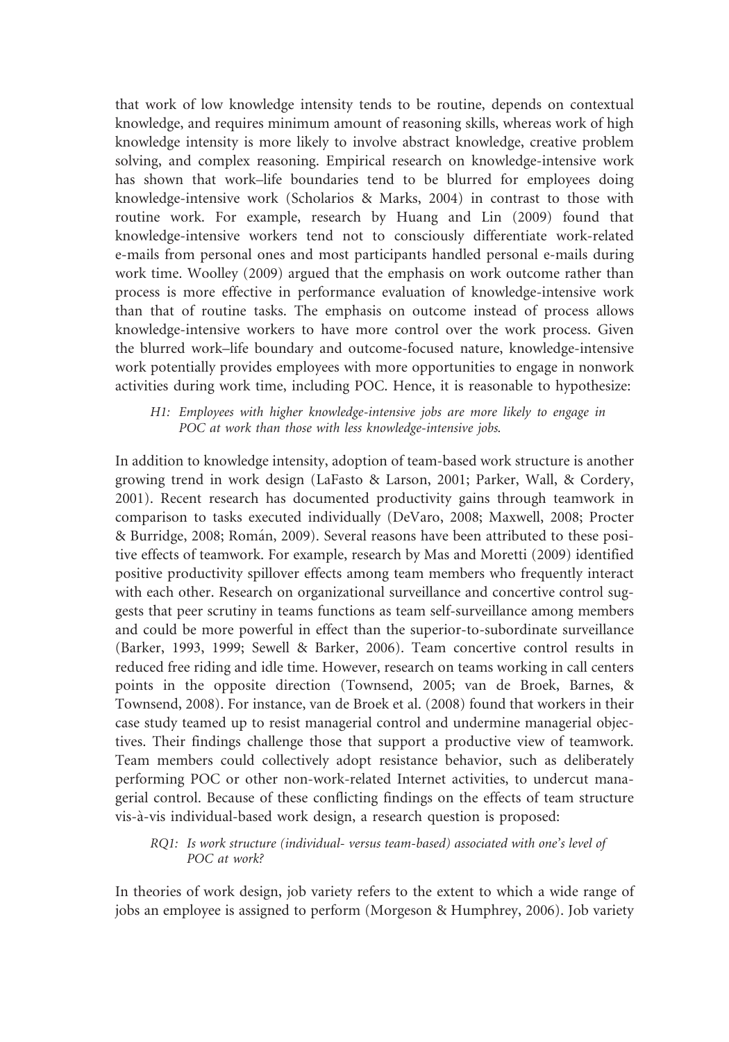that work of low knowledge intensity tends to be routine, depends on contextual knowledge, and requires minimum amount of reasoning skills, whereas work of high knowledge intensity is more likely to involve abstract knowledge, creative problem solving, and complex reasoning. Empirical research on knowledge-intensive work has shown that work–life boundaries tend to be blurred for employees doing knowledge-intensive work (Scholarios & Marks, 2004) in contrast to those with routine work. For example, research by Huang and Lin (2009) found that knowledge-intensive workers tend not to consciously differentiate work-related e-mails from personal ones and most participants handled personal e-mails during work time. Woolley (2009) argued that the emphasis on work outcome rather than process is more effective in performance evaluation of knowledge-intensive work than that of routine tasks. The emphasis on outcome instead of process allows knowledge-intensive workers to have more control over the work process. Given the blurred work–life boundary and outcome-focused nature, knowledge-intensive work potentially provides employees with more opportunities to engage in nonwork activities during work time, including POC. Hence, it is reasonable to hypothesize:

> *H1: Employees with higher knowledge-intensive jobs are more likely to engage in POC at work than those with less knowledge-intensive jobs.*

In addition to knowledge intensity, adoption of team-based work structure is another growing trend in work design (LaFasto & Larson, 2001; Parker, Wall, & Cordery, 2001). Recent research has documented productivity gains through teamwork in comparison to tasks executed individually (DeVaro, 2008; Maxwell, 2008; Procter & Burridge, 2008; Román, 2009). Several reasons have been attributed to these positive effects of teamwork. For example, research by Mas and Moretti (2009) identified positive productivity spillover effects among team members who frequently interact with each other. Research on organizational surveillance and concertive control suggests that peer scrutiny in teams functions as team self-surveillance among members and could be more powerful in effect than the superior-to-subordinate surveillance (Barker, 1993, 1999; Sewell & Barker, 2006). Team concertive control results in reduced free riding and idle time. However, research on teams working in call centers points in the opposite direction (Townsend, 2005; van de Broek, Barnes, & Townsend, 2008). For instance, van de Broek et al. (2008) found that workers in their case study teamed up to resist managerial control and undermine managerial objectives. Their findings challenge those that support a productive view of teamwork. Team members could collectively adopt resistance behavior, such as deliberately performing POC or other non-work-related Internet activities, to undercut managerial control. Because of these conflicting findings on the effects of team structure vis-à-vis individual-based work design, a research question is proposed:

> *RQ1: Is work structure (individual- versus team-based) associated with one's level of POC at work?*

In theories of work design, job variety refers to the extent to which a wide range of jobs an employee is assigned to perform (Morgeson & Humphrey, 2006). Job variety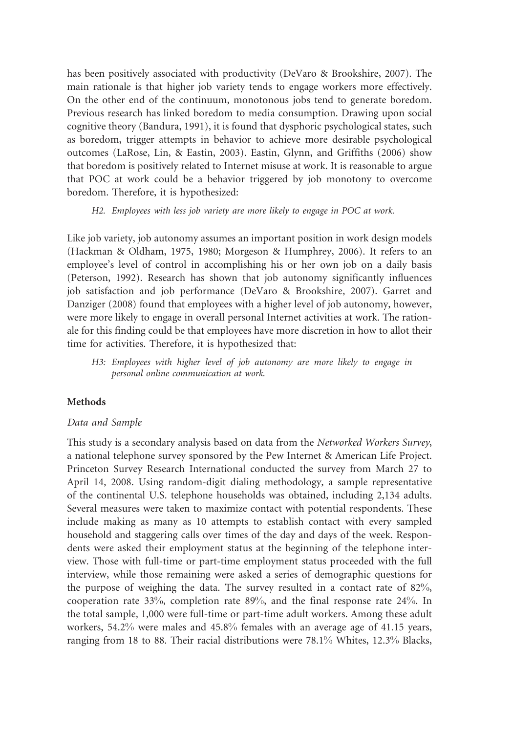has been positively associated with productivity (DeVaro & Brookshire, 2007). The main rationale is that higher job variety tends to engage workers more effectively. On the other end of the continuum, monotonous jobs tend to generate boredom. Previous research has linked boredom to media consumption. Drawing upon social cognitive theory (Bandura, 1991), it is found that dysphoric psychological states, such as boredom, trigger attempts in behavior to achieve more desirable psychological outcomes (LaRose, Lin, & Eastin, 2003). Eastin, Glynn, and Griffiths (2006) show that boredom is positively related to Internet misuse at work. It is reasonable to argue that POC at work could be a behavior triggered by job monotony to overcome boredom. Therefore, it is hypothesized:

> *H2. Employees with less job variety are more likely to engage in POC at work.*

Like job variety, job autonomy assumes an important position in work design models (Hackman & Oldham, 1975, 1980; Morgeson & Humphrey, 2006). It refers to an employee's level of control in accomplishing his or her own job on a daily basis (Peterson, 1992). Research has shown that job autonomy significantly influences job satisfaction and job performance (DeVaro & Brookshire, 2007). Garret and Danziger (2008) found that employees with a higher level of job autonomy, however, were more likely to engage in overall personal Internet activities at work. The rationale for this finding could be that employees have more discretion in how to allot their time for activities. Therefore, it is hypothesized that:

> *H3: Employees with higher level of job autonomy are more likely to engage in personal online communication at work.*

## Methods

### *Data and Sample*

This study is a secondary analysis based on data from the *Networked Workers Survey*, a national telephone survey sponsored by the Pew Internet & American Life Project. Princeton Survey Research International conducted the survey from March 27 to April 14, 2008. Using random-digit dialing methodology, a sample representative of the continental U.S. telephone households was obtained, including 2,134 adults. Several measures were taken to maximize contact with potential respondents. These include making as many as 10 attempts to establish contact with every sampled household and staggering calls over times of the day and days of the week. Respondents were asked their employment status at the beginning of the telephone interview. Those with full-time or part-time employment status proceeded with the full interview, while those remaining were asked a series of demographic questions for the purpose of weighing the data. The survey resulted in a contact rate of 82%, cooperation rate 33%, completion rate 89%, and the final response rate 24%. In the total sample, 1,000 were full-time or part-time adult workers. Among these adult workers, 54.2% were males and 45.8% females with an average age of 41.15 years, ranging from 18 to 88. Their racial distributions were 78.1% Whites, 12.3% Blacks,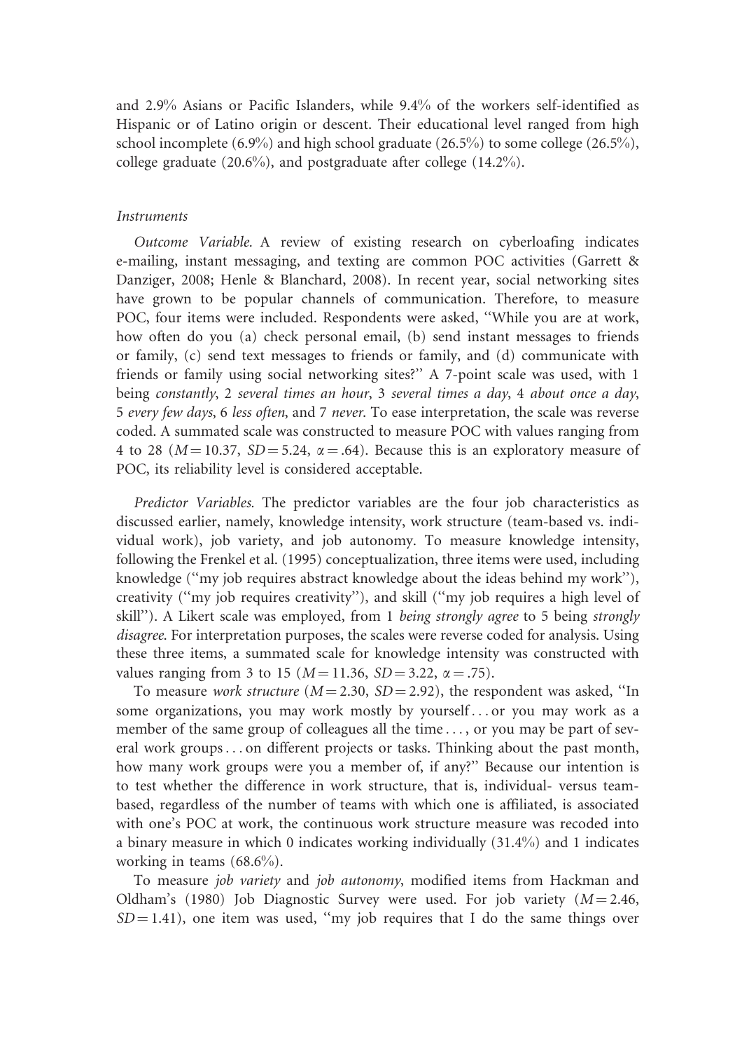and 2.9% Asians or Pacific Islanders, while 9.4% of the workers self-identified as Hispanic or of Latino origin or descent. Their educational level ranged from high school incomplete (6.9%) and high school graduate (26.5%) to some college (26.5%), college graduate (20.6%), and postgraduate after college (14.2%).

### *Instruments*

*Outcome Variable.* A review of existing research on cyberloafing indicates e-mailing, instant messaging, and texting are common POC activities (Garrett & Danziger, 2008; Henle & Blanchard, 2008). In recent year, social networking sites have grown to be popular channels of communication. Therefore, to measure POC, four items were included. Respondents were asked, "While you are at work, how often do you (a) check personal email, (b) send instant messages to friends or family, (c) send text messages to friends or family, and (d) communicate with friends or family using social networking sites?" A 7-point scale was used, with 1 being *constantly*, 2 *several times an hour*, 3 *several times a day*, 4 *about once a day*, 5 *every few days*, 6 *less often*, and 7 *never*. To ease interpretation, the scale was reverse coded. A summated scale was constructed to measure POC with values ranging from 4 to 28 ($M = 10.37$, $SD = 5.24$, $\alpha = .64$). Because this is an exploratory measure of POC, its reliability level is considered acceptable.

*Predictor Variables.* The predictor variables are the four job characteristics as discussed earlier, namely, knowledge intensity, work structure (team-based vs. individual work), job variety, and job autonomy. To measure knowledge intensity, following the Frenkel et al. (1995) conceptualization, three items were used, including knowledge ("my job requires abstract knowledge about the ideas behind my work"), creativity ("my job requires creativity"), and skill ("my job requires a high level of skill"). A Likert scale was employed, from 1 *being strongly agree* to 5 being *strongly disagree*. For interpretation purposes, the scales were reverse coded for analysis. Using these three items, a summated scale for knowledge intensity was constructed with values ranging from 3 to 15 ($M = 11.36$, $SD = 3.22$, $\alpha = .75$).

To measure *work structure* ($M = 2.30$, $SD = 2.92$), the respondent was asked, "In some organizations, you may work mostly by yourself . . . or you may work as a member of the same group of colleagues all the time . . . , or you may be part of several work groups . . . on different projects or tasks. Thinking about the past month, how many work groups were you a member of, if any?" Because our intention is to test whether the difference in work structure, that is, individual- versus team-based, regardless of the number of teams with which one is affiliated, is associated with one's POC at work, the continuous work structure measure was recoded into a binary measure in which 0 indicates working individually (31.4%) and 1 indicates working in teams (68.6%).

To measure *job variety* and *job autonomy*, modified items from Hackman and Oldham's (1980) Job Diagnostic Survey were used. For job variety ($M = 2.46$, $SD = 1.41$), one item was used, "my job requires that I do the same things over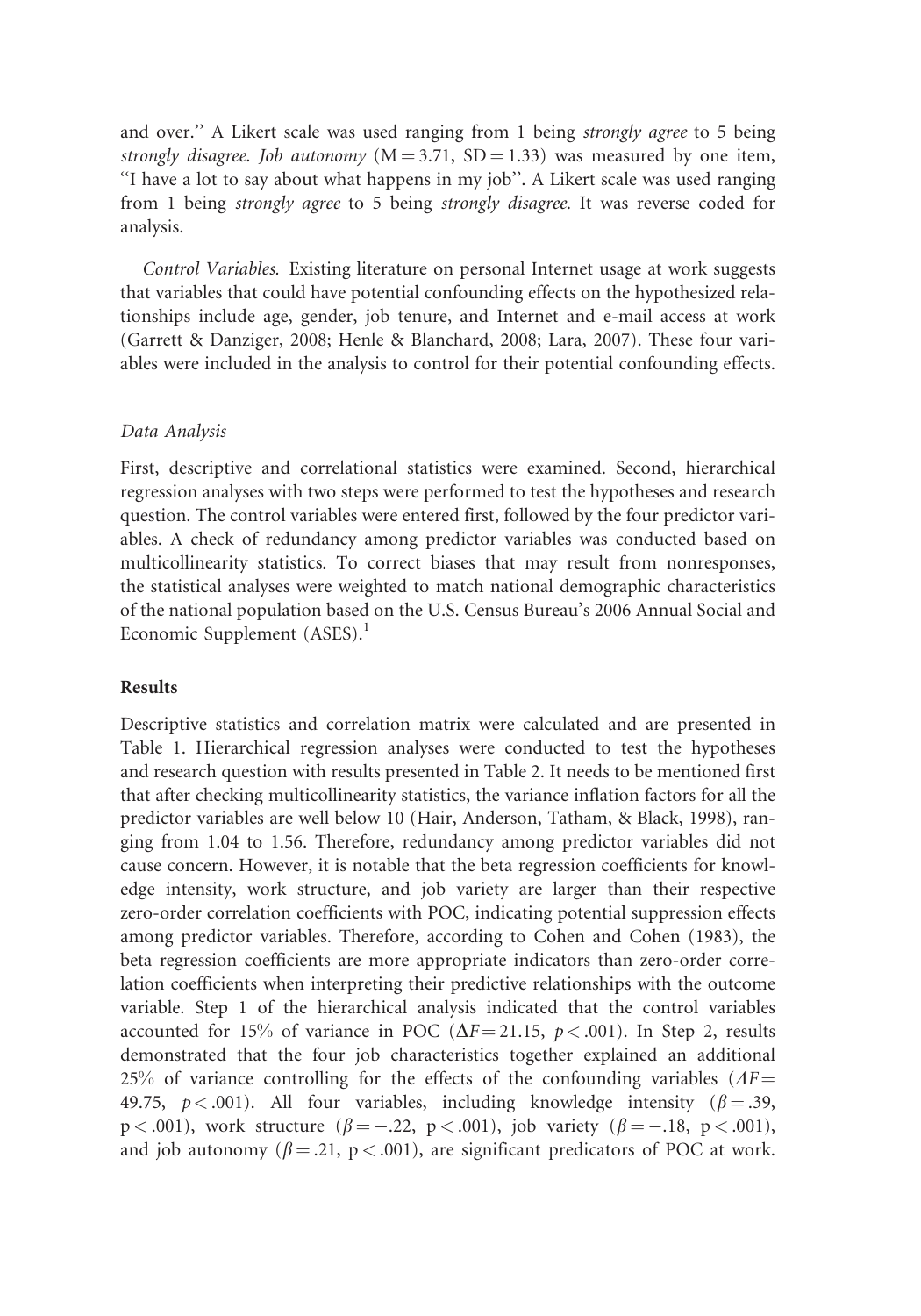and over.'' A Likert scale was used ranging from 1 being *strongly agree* to 5 being *strongly disagree*. *Job autonomy* ($M = 3.71$, $SD = 1.33$) was measured by one item, ''I have a lot to say about what happens in my job''. A Likert scale was used ranging from 1 being *strongly agree* to 5 being *strongly disagree*. It was reverse coded for analysis.

*Control Variables.* Existing literature on personal Internet usage at work suggests that variables that could have potential confounding effects on the hypothesized relationships include age, gender, job tenure, and Internet and e-mail access at work (Garrett & Danziger, 2008; Henle & Blanchard, 2008; Lara, 2007). These four variables were included in the analysis to control for their potential confounding effects.

### *Data Analysis*

First, descriptive and correlational statistics were examined. Second, hierarchical regression analyses with two steps were performed to test the hypotheses and research question. The control variables were entered first, followed by the four predictor variables. A check of redundancy among predictor variables was conducted based on multicollinearity statistics. To correct biases that may result from nonresponses, the statistical analyses were weighted to match national demographic characteristics of the national population based on the U.S. Census Bureau's 2006 Annual Social and Economic Supplement (ASES).[1]

## **Results**

Descriptive statistics and correlation matrix were calculated and are presented in Table 1. Hierarchical regression analyses were conducted to test the hypotheses and research question with results presented in Table 2. It needs to be mentioned first that after checking multicollinearity statistics, the variance inflation factors for all the predictor variables are well below 10 (Hair, Anderson, Tatham, & Black, 1998), ranging from 1.04 to 1.56. Therefore, redundancy among predictor variables did not cause concern. However, it is notable that the beta regression coefficients for knowledge intensity, work structure, and job variety are larger than their respective zero-order correlation coefficients with POC, indicating potential suppression effects among predictor variables. Therefore, according to Cohen and Cohen (1983), the beta regression coefficients are more appropriate indicators than zero-order correlation coefficients when interpreting their predictive relationships with the outcome variable. Step 1 of the hierarchical analysis indicated that the control variables accounted for 15% of variance in POC ($\Delta F = 21.15$, $p < .001$). In Step 2, results demonstrated that the four job characteristics together explained an additional 25% of variance controlling for the effects of the confounding variables ($\Delta F = 49.75$, $p < .001$). All four variables, including knowledge intensity ($\beta = .39$, $p < .001$), work structure ($\beta = -.22$, $p < .001$), job variety ($\beta = -.18$, $p < .001$), and job autonomy ($\beta = .21$, $p < .001$), are significant predicators of POC at work.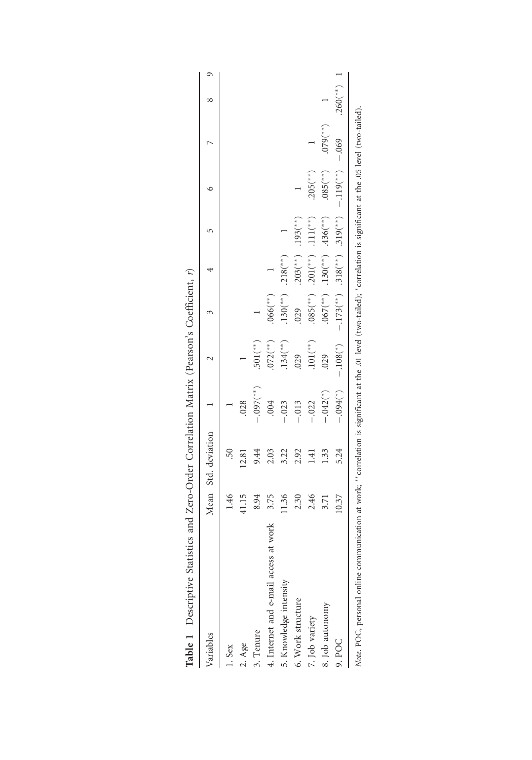**Table 1** Descriptive Statistics and Zero-Order Correlation Matrix (Pearson's Coefficient, *r*)

| Variables | Mean | Std. deviation | 1 | 2 | 3 | 4 | 5 | 6 | 7 | 8 | 9 |
|---|---|---|---|---|---|---|---|---|---|---|---|
| 1. Sex | 1.46 | .50 | 1 | | | | | | | | |
| 2. Age | 41.15 | 12.81 | .028 | 1 | | | | | | | |
| 3. Tenure | 8.94 | 9.44 | −.097(\*\*) | .501(\*\*) | 1 | | | | | | |
| 4. Internet and e-mail access at work | 3.75 | 2.03 | .004 | .072(\*\*) | .066(\*\*) | 1 | | | | | |
| 5. Knowledge intensity | 11.36 | 3.22 | −.023 | .134(\*\*) | .130(\*\*) | .218(\*\*) | 1 | | | | |
| 6. Work structure | 2.30 | 2.92 | −.013 | .029 | .029 | .203(\*\*) | .193(\*\*) | 1 | | | |
| 7. Job variety | 2.46 | 1.41 | −.022 | .101(\*\*) | .085(\*\*) | .201(\*\*) | .111(\*\*) | .205(\*\*) | 1 | | |
| 8. Job autonomy | 3.71 | 1.33 | −.042(\*) | .029 | .067(\*\*) | .130(\*\*) | .436(\*\*) | .085(\*\*) | .079(\*\*) | 1 | |
| 9. POC | 10.37 | 5.24 | −.094(\*) | −.108(\*) | −.173(\*\*) | .318(\*\*) | .319(\*\*) | −.119(\*\*) | −.069 | .260(\*\*) | 1 |

*Note*. POC, personal online communication at work; \*\*correlation is significant at the .01 level (two-tailed); \*correlation is significant at the .05 level (two-tailed).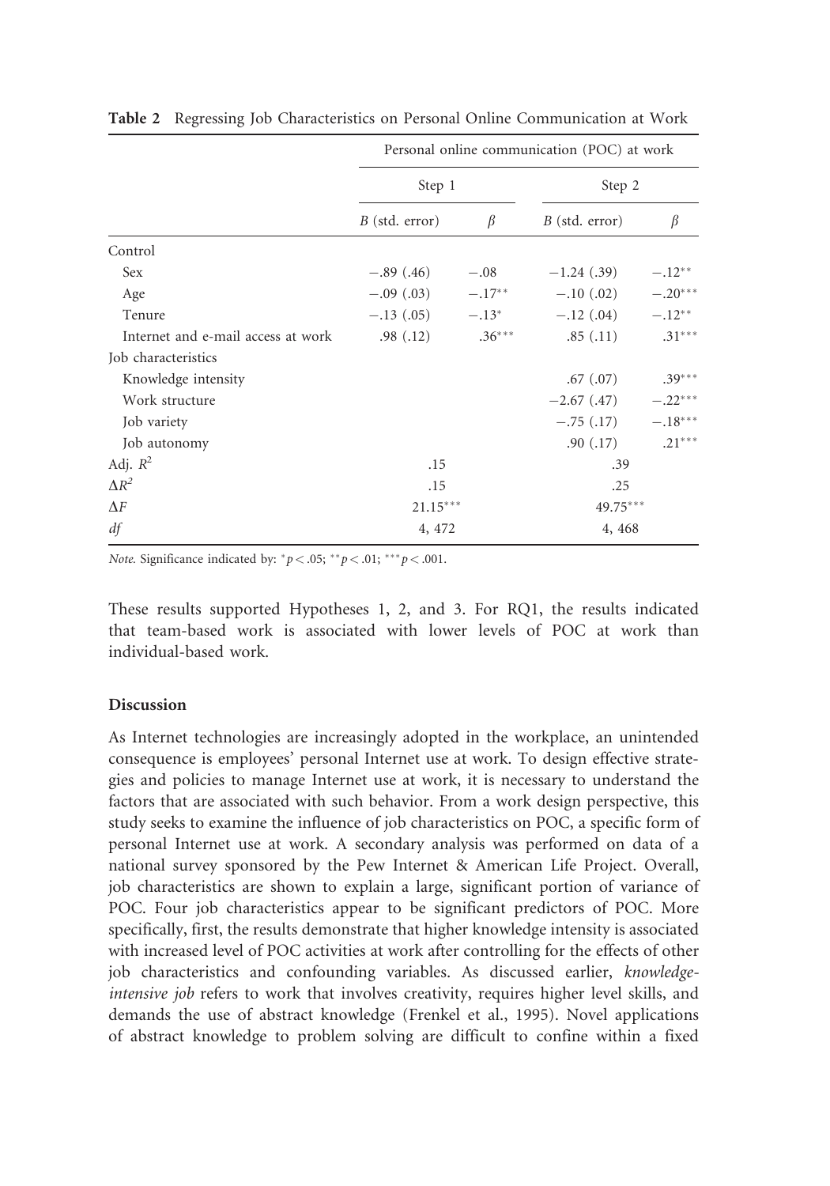**Table 2** Regressing Job Characteristics on Personal Online Communication at Work

| | Personal online communication (POC) at work | | | |
|---|---|---|---|---|
| | Step 1 | | Step 2 | |
| | *B* (std. error) | $\beta$ | *B* (std. error) | $\beta$ |
| Control | | | | |
| Sex | −.89 (.46) | −.08 | −1.24 (.39) | $-.12^{**}$ |
| Age | −.09 (.03) | $-.17^{**}$ | −.10 (.02) | $-.20^{***}$ |
| Tenure | −.13 (.05) | $-.13^{*}$ | −.12 (.04) | $-.12^{**}$ |
| Internet and e-mail access at work | .98 (.12) | $.36^{***}$ | .85 (.11) | $.31^{***}$ |
| Job characteristics | | | | |
| Knowledge intensity | | | .67 (.07) | $.39^{***}$ |
| Work structure | | | −2.67 (.47) | $-.22^{***}$ |
| Job variety | | | −.75 (.17) | $-.18^{***}$ |
| Job autonomy | | | .90 (.17) | $.21^{***}$ |
| Adj. $R^2$ | .15 | | .39 | |
| $\Delta R^2$ | .15 | | .25 | |
| $\Delta F$ | $21.15^{***}$ | | $49.75^{***}$ | |
| *df* | 4, 472 | | 4, 468 | |

*Note.* Significance indicated by: $^{*}p < .05$; $^{**}p < .01$; $^{***}p < .001$.

These results supported Hypotheses 1, 2, and 3. For RQ1, the results indicated that team-based work is associated with lower levels of POC at work than individual-based work.

## Discussion

As Internet technologies are increasingly adopted in the workplace, an unintended consequence is employees' personal Internet use at work. To design effective strategies and policies to manage Internet use at work, it is necessary to understand the factors that are associated with such behavior. From a work design perspective, this study seeks to examine the influence of job characteristics on POC, a specific form of personal Internet use at work. A secondary analysis was performed on data of a national survey sponsored by the Pew Internet & American Life Project. Overall, job characteristics are shown to explain a large, significant portion of variance of POC. Four job characteristics appear to be significant predictors of POC. More specifically, first, the results demonstrate that higher knowledge intensity is associated with increased level of POC activities at work after controlling for the effects of other job characteristics and confounding variables. As discussed earlier, *knowledge-intensive job* refers to work that involves creativity, requires higher level skills, and demands the use of abstract knowledge (Frenkel et al., 1995). Novel applications of abstract knowledge to problem solving are difficult to confine within a fixed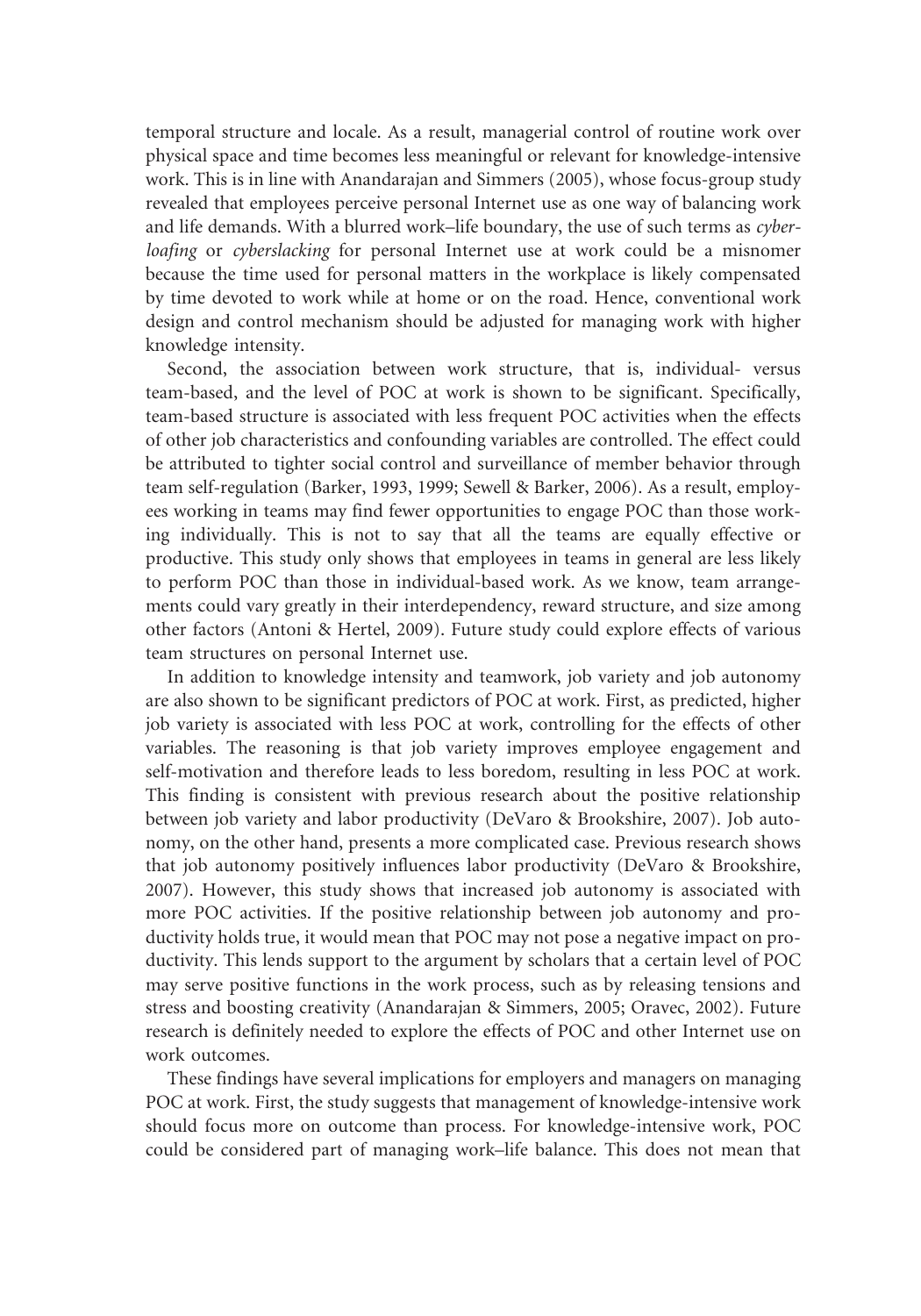temporal structure and locale. As a result, managerial control of routine work over physical space and time becomes less meaningful or relevant for knowledge-intensive work. This is in line with Anandarajan and Simmers (2005), whose focus-group study revealed that employees perceive personal Internet use as one way of balancing work and life demands. With a blurred work–life boundary, the use of such terms as *cyberloafing* or *cyberslacking* for personal Internet use at work could be a misnomer because the time used for personal matters in the workplace is likely compensated by time devoted to work while at home or on the road. Hence, conventional work design and control mechanism should be adjusted for managing work with higher knowledge intensity.

Second, the association between work structure, that is, individual- versus team-based, and the level of POC at work is shown to be significant. Specifically, team-based structure is associated with less frequent POC activities when the effects of other job characteristics and confounding variables are controlled. The effect could be attributed to tighter social control and surveillance of member behavior through team self-regulation (Barker, 1993, 1999; Sewell & Barker, 2006). As a result, employees working in teams may find fewer opportunities to engage POC than those working individually. This is not to say that all the teams are equally effective or productive. This study only shows that employees in teams in general are less likely to perform POC than those in individual-based work. As we know, team arrangements could vary greatly in their interdependency, reward structure, and size among other factors (Antoni & Hertel, 2009). Future study could explore effects of various team structures on personal Internet use.

In addition to knowledge intensity and teamwork, job variety and job autonomy are also shown to be significant predictors of POC at work. First, as predicted, higher job variety is associated with less POC at work, controlling for the effects of other variables. The reasoning is that job variety improves employee engagement and self-motivation and therefore leads to less boredom, resulting in less POC at work. This finding is consistent with previous research about the positive relationship between job variety and labor productivity (DeVaro & Brookshire, 2007). Job autonomy, on the other hand, presents a more complicated case. Previous research shows that job autonomy positively influences labor productivity (DeVaro & Brookshire, 2007). However, this study shows that increased job autonomy is associated with more POC activities. If the positive relationship between job autonomy and productivity holds true, it would mean that POC may not pose a negative impact on productivity. This lends support to the argument by scholars that a certain level of POC may serve positive functions in the work process, such as by releasing tensions and stress and boosting creativity (Anandarajan & Simmers, 2005; Oravec, 2002). Future research is definitely needed to explore the effects of POC and other Internet use on work outcomes.

These findings have several implications for employers and managers on managing POC at work. First, the study suggests that management of knowledge-intensive work should focus more on outcome than process. For knowledge-intensive work, POC could be considered part of managing work–life balance. This does not mean that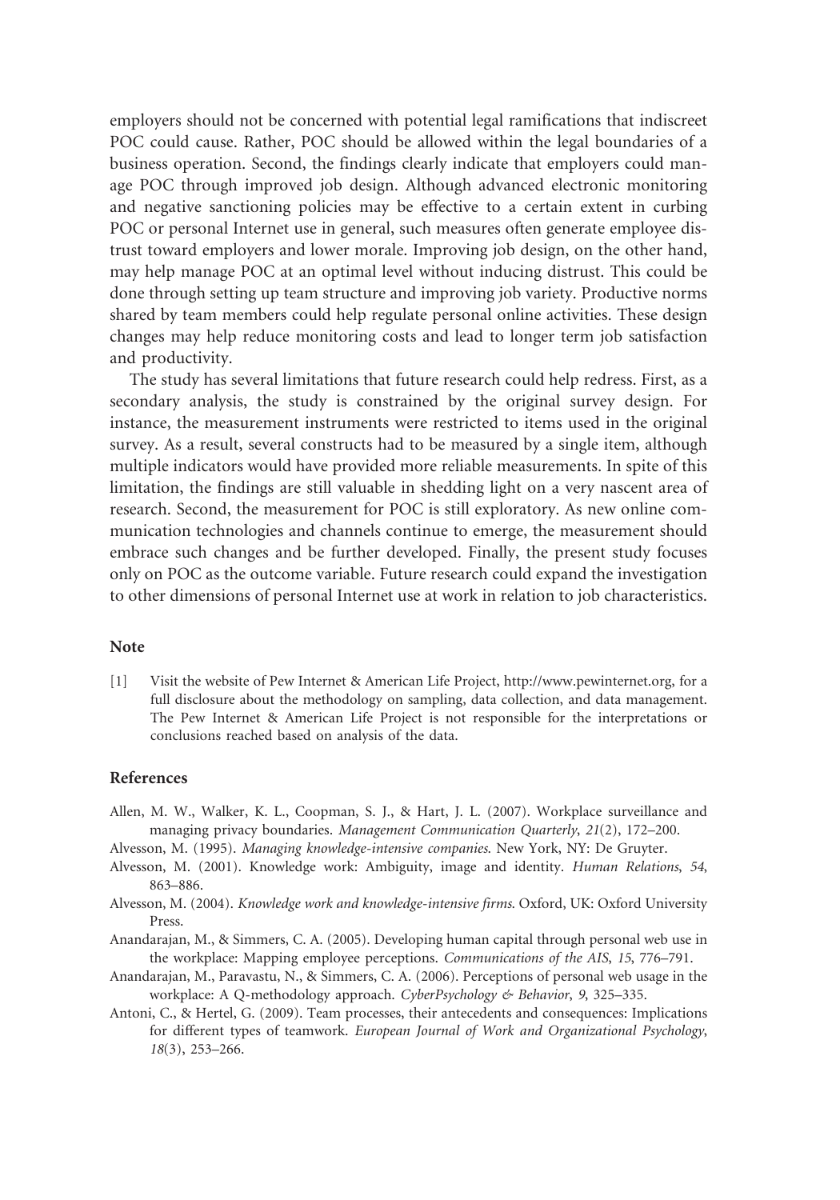employers should not be concerned with potential legal ramifications that indiscreet POC could cause. Rather, POC should be allowed within the legal boundaries of a business operation. Second, the findings clearly indicate that employers could manage POC through improved job design. Although advanced electronic monitoring and negative sanctioning policies may be effective to a certain extent in curbing POC or personal Internet use in general, such measures often generate employee distrust toward employers and lower morale. Improving job design, on the other hand, may help manage POC at an optimal level without inducing distrust. This could be done through setting up team structure and improving job variety. Productive norms shared by team members could help regulate personal online activities. These design changes may help reduce monitoring costs and lead to longer term job satisfaction and productivity.

The study has several limitations that future research could help redress. First, as a secondary analysis, the study is constrained by the original survey design. For instance, the measurement instruments were restricted to items used in the original survey. As a result, several constructs had to be measured by a single item, although multiple indicators would have provided more reliable measurements. In spite of this limitation, the findings are still valuable in shedding light on a very nascent area of research. Second, the measurement for POC is still exploratory. As new online communication technologies and channels continue to emerge, the measurement should embrace such changes and be further developed. Finally, the present study focuses only on POC as the outcome variable. Future research could expand the investigation to other dimensions of personal Internet use at work in relation to job characteristics.

## Note

[1] Visit the website of Pew Internet & American Life Project, http://www.pewinternet.org, for a full disclosure about the methodology on sampling, data collection, and data management. The Pew Internet & American Life Project is not responsible for the interpretations or conclusions reached based on analysis of the data.

## References

Allen, M. W., Walker, K. L., Coopman, S. J., & Hart, J. L. (2007). Workplace surveillance and managing privacy boundaries. *Management Communication Quarterly*, *21*(2), 172–200.

Alvesson, M. (1995). *Managing knowledge-intensive companies*. New York, NY: De Gruyter.

Alvesson, M. (2001). Knowledge work: Ambiguity, image and identity. *Human Relations*, *54*, 863–886.

Alvesson, M. (2004). *Knowledge work and knowledge-intensive firms*. Oxford, UK: Oxford University Press.

Anandarajan, M., & Simmers, C. A. (2005). Developing human capital through personal web use in the workplace: Mapping employee perceptions. *Communications of the AIS*, *15*, 776–791.

Anandarajan, M., Paravastu, N., & Simmers, C. A. (2006). Perceptions of personal web usage in the workplace: A Q-methodology approach. *CyberPsychology & Behavior*, *9*, 325–335.

Antoni, C., & Hertel, G. (2009). Team processes, their antecedents and consequences: Implications for different types of teamwork. *European Journal of Work and Organizational Psychology*, *18*(3), 253–266.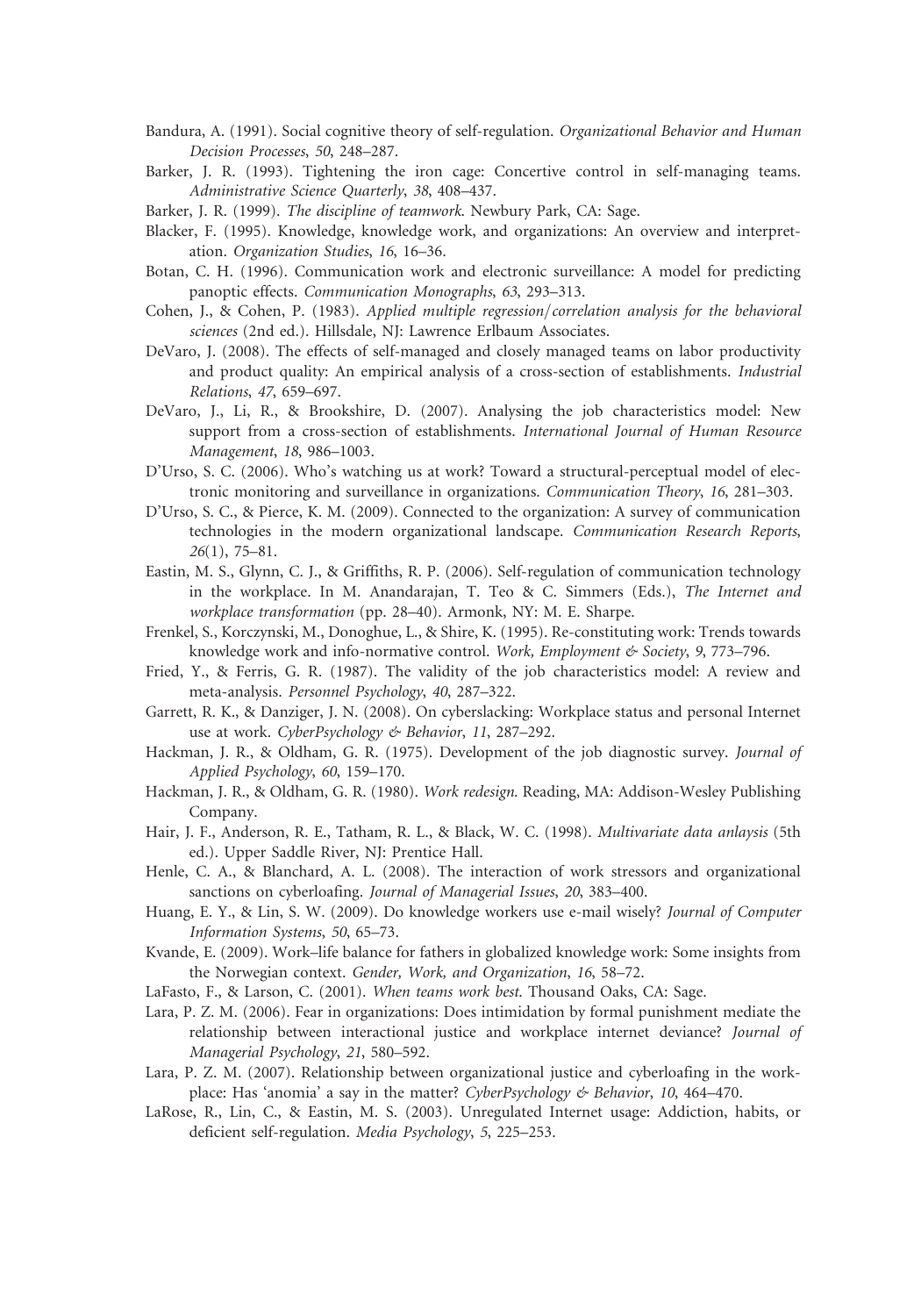Bandura, A. (1991). Social cognitive theory of self-regulation. *Organizational Behavior and Human Decision Processes*, *50*, 248–287.

Barker, J. R. (1993). Tightening the iron cage: Concertive control in self-managing teams. *Administrative Science Quarterly*, *38*, 408–437.

Barker, J. R. (1999). *The discipline of teamwork*. Newbury Park, CA: Sage.

Blacker, F. (1995). Knowledge, knowledge work, and organizations: An overview and interpretation. *Organization Studies*, *16*, 16–36.

Botan, C. H. (1996). Communication work and electronic surveillance: A model for predicting panoptic effects. *Communication Monographs*, *63*, 293–313.

Cohen, J., & Cohen, P. (1983). *Applied multiple regression/correlation analysis for the behavioral sciences* (2nd ed.). Hillsdale, NJ: Lawrence Erlbaum Associates.

DeVaro, J. (2008). The effects of self-managed and closely managed teams on labor productivity and product quality: An empirical analysis of a cross-section of establishments. *Industrial Relations*, *47*, 659–697.

DeVaro, J., Li, R., & Brookshire, D. (2007). Analysing the job characteristics model: New support from a cross-section of establishments. *International Journal of Human Resource Management*, *18*, 986–1003.

D'Urso, S. C. (2006). Who's watching us at work? Toward a structural-perceptual model of electronic monitoring and surveillance in organizations. *Communication Theory*, *16*, 281–303.

D'Urso, S. C., & Pierce, K. M. (2009). Connected to the organization: A survey of communication technologies in the modern organizational landscape. *Communication Research Reports*, *26*(1), 75–81.

Eastin, M. S., Glynn, C. J., & Griffiths, R. P. (2006). Self-regulation of communication technology in the workplace. In M. Anandarajan, T. Teo & C. Simmers (Eds.), *The Internet and workplace transformation* (pp. 28–40). Armonk, NY: M. E. Sharpe.

Frenkel, S., Korczynski, M., Donoghue, L., & Shire, K. (1995). Re-constituting work: Trends towards knowledge work and info-normative control. *Work, Employment & Society*, *9*, 773–796.

Fried, Y., & Ferris, G. R. (1987). The validity of the job characteristics model: A review and meta-analysis. *Personnel Psychology*, *40*, 287–322.

Garrett, R. K., & Danziger, J. N. (2008). On cyberslacking: Workplace status and personal Internet use at work. *CyberPsychology & Behavior*, *11*, 287–292.

Hackman, J. R., & Oldham, G. R. (1975). Development of the job diagnostic survey. *Journal of Applied Psychology*, *60*, 159–170.

Hackman, J. R., & Oldham, G. R. (1980). *Work redesign*. Reading, MA: Addison-Wesley Publishing Company.

Hair, J. F., Anderson, R. E., Tatham, R. L., & Black, W. C. (1998). *Multivariate data anlaysis* (5th ed.). Upper Saddle River, NJ: Prentice Hall.

Henle, C. A., & Blanchard, A. L. (2008). The interaction of work stressors and organizational sanctions on cyberloafing. *Journal of Managerial Issues*, *20*, 383–400.

Huang, E. Y., & Lin, S. W. (2009). Do knowledge workers use e-mail wisely? *Journal of Computer Information Systems*, *50*, 65–73.

Kvande, E. (2009). Work–life balance for fathers in globalized knowledge work: Some insights from the Norwegian context. *Gender, Work, and Organization*, *16*, 58–72.

LaFasto, F., & Larson, C. (2001). *When teams work best*. Thousand Oaks, CA: Sage.

Lara, P. Z. M. (2006). Fear in organizations: Does intimidation by formal punishment mediate the relationship between interactional justice and workplace internet deviance? *Journal of Managerial Psychology*, *21*, 580–592.

Lara, P. Z. M. (2007). Relationship between organizational justice and cyberloafing in the workplace: Has 'anomia' a say in the matter? *CyberPsychology & Behavior*, *10*, 464–470.

LaRose, R., Lin, C., & Eastin, M. S. (2003). Unregulated Internet usage: Addiction, habits, or deficient self-regulation. *Media Psychology*, *5*, 225–253.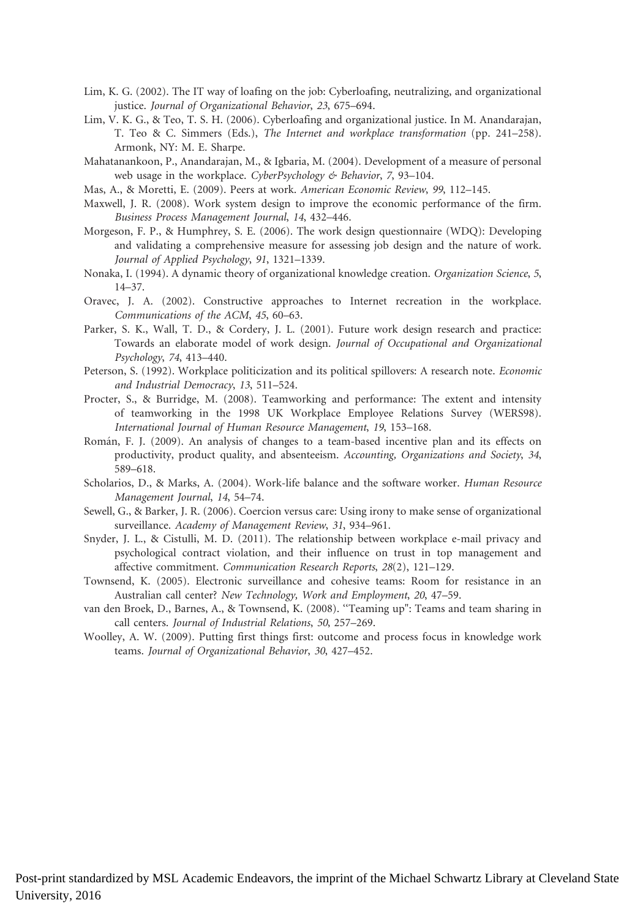Lim, K. G. (2002). The IT way of loafing on the job: Cyberloafing, neutralizing, and organizational justice. *Journal of Organizational Behavior*, *23*, 675–694.

Lim, V. K. G., & Teo, T. S. H. (2006). Cyberloafing and organizational justice. In M. Anandarajan, T. Teo & C. Simmers (Eds.), *The Internet and workplace transformation* (pp. 241–258). Armonk, NY: M. E. Sharpe.

Mahatanankoon, P., Anandarajan, M., & Igbaria, M. (2004). Development of a measure of personal web usage in the workplace. *CyberPsychology & Behavior*, *7*, 93–104.

Mas, A., & Moretti, E. (2009). Peers at work. *American Economic Review*, *99*, 112–145.

Maxwell, J. R. (2008). Work system design to improve the economic performance of the firm. *Business Process Management Journal*, *14*, 432–446.

Morgeson, F. P., & Humphrey, S. E. (2006). The work design questionnaire (WDQ): Developing and validating a comprehensive measure for assessing job design and the nature of work. *Journal of Applied Psychology*, *91*, 1321–1339.

Nonaka, I. (1994). A dynamic theory of organizational knowledge creation. *Organization Science*, *5*, 14–37.

Oravec, J. A. (2002). Constructive approaches to Internet recreation in the workplace. *Communications of the ACM*, *45*, 60–63.

Parker, S. K., Wall, T. D., & Cordery, J. L. (2001). Future work design research and practice: Towards an elaborate model of work design. *Journal of Occupational and Organizational Psychology*, *74*, 413–440.

Peterson, S. (1992). Workplace politicization and its political spillovers: A research note. *Economic and Industrial Democracy*, *13*, 511–524.

Procter, S., & Burridge, M. (2008). Teamworking and performance: The extent and intensity of teamworking in the 1998 UK Workplace Employee Relations Survey (WERS98). *International Journal of Human Resource Management*, *19*, 153–168.

Román, F. J. (2009). An analysis of changes to a team-based incentive plan and its effects on productivity, product quality, and absenteeism. *Accounting, Organizations and Society*, *34*, 589–618.

Scholarios, D., & Marks, A. (2004). Work-life balance and the software worker. *Human Resource Management Journal*, *14*, 54–74.

Sewell, G., & Barker, J. R. (2006). Coercion versus care: Using irony to make sense of organizational surveillance. *Academy of Management Review*, *31*, 934–961.

Snyder, J. L., & Cistulli, M. D. (2011). The relationship between workplace e-mail privacy and psychological contract violation, and their influence on trust in top management and affective commitment. *Communication Research Reports*, *28*(2), 121–129.

Townsend, K. (2005). Electronic surveillance and cohesive teams: Room for resistance in an Australian call center? *New Technology, Work and Employment*, *20*, 47–59.

van den Broek, D., Barnes, A., & Townsend, K. (2008). ''Teaming up'': Teams and team sharing in call centers. *Journal of Industrial Relations*, *50*, 257–269.

Woolley, A. W. (2009). Putting first things first: outcome and process focus in knowledge work teams. *Journal of Organizational Behavior*, *30*, 427–452.

Post-print standardized by MSL Academic Endeavors, the imprint of the Michael Schwartz Library at Cleveland State University, 2016